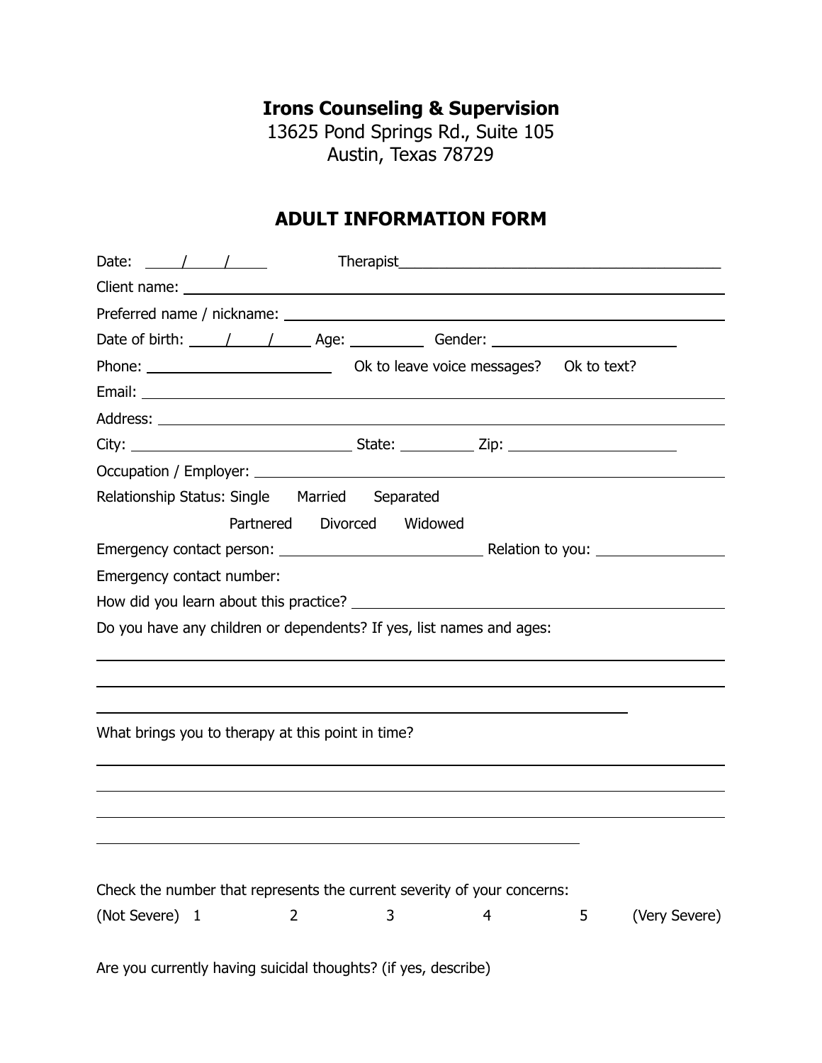**Irons Counseling & Supervision**
13625 Pond Springs Rd., Suite 105
Austin, Texas 78729

# ADULT INFORMATION FORM

Date: ____/____/____ Therapist________________________________________

Client name: ________________________________________________________

Preferred name / nickname: ____________________________________________

Date of birth: ____/____/____ Age: _________ Gender: ______________________

Phone: ______________________ Ok to leave voice messages? Ok to text?

Email: ______________________________________________________________

Address: ____________________________________________________________

City: ___________________________ State: _________ Zip: ____________________

Occupation / Employer: ______________________________________________

Relationship Status: Single Married Separated
Partnered Divorced Widowed

Emergency contact person: _______________________ Relation to you: ______________

Emergency contact number:

How did you learn about this practice? ______________________________________

Do you have any children or dependents? If yes, list names and ages:

______________________________________________________________

______________________________________________________________

______________________________________________________________

What brings you to therapy at this point in time?

______________________________________________________________

______________________________________________________________

______________________________________________________________

______________________________________________________________

Check the number that represents the current severity of your concerns:

(Not Severe) 1 2 3 4 5 (Very Severe)

Are you currently having suicidal thoughts? (if yes, describe)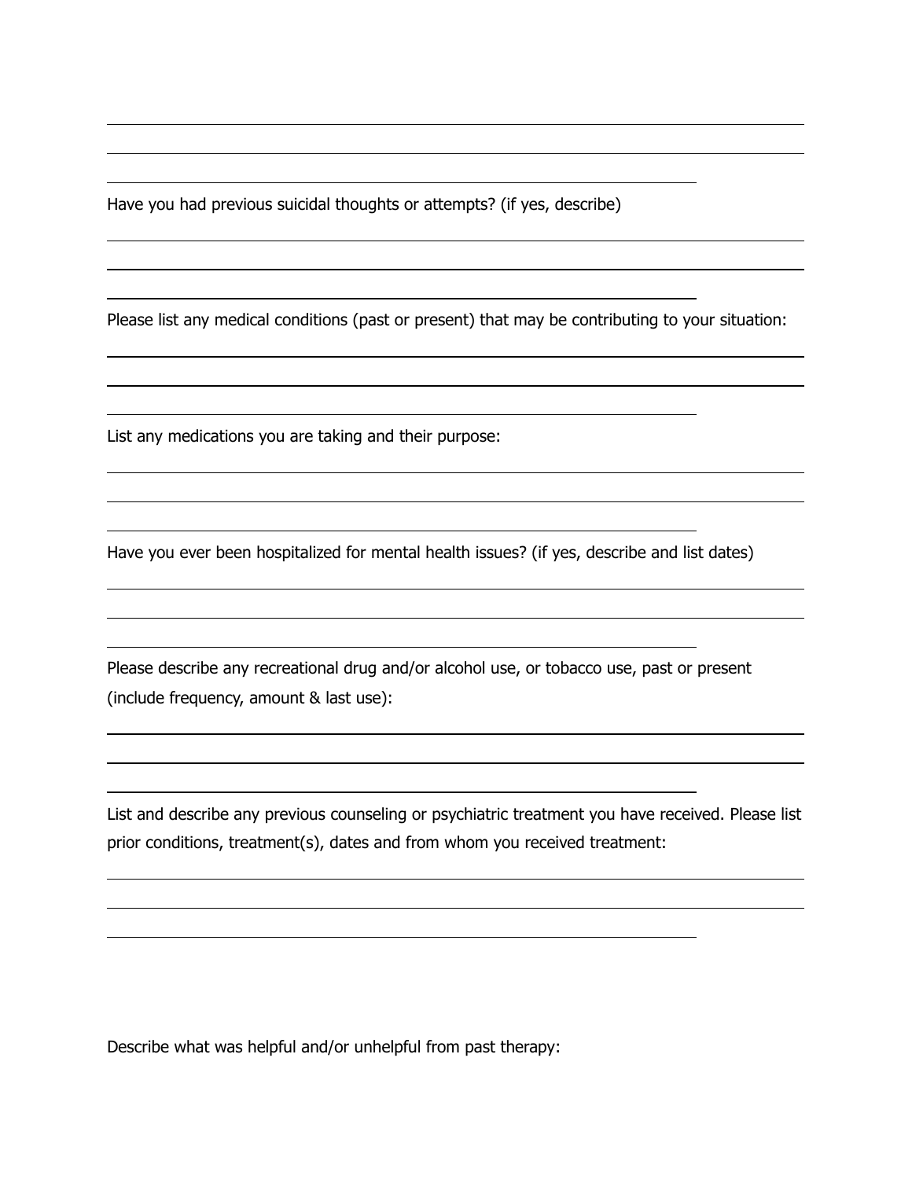Have you had previous suicidal thoughts or attempts? (if yes, describe)

Please list any medical conditions (past or present) that may be contributing to your situation:

List any medications you are taking and their purpose:

Have you ever been hospitalized for mental health issues? (if yes, describe and list dates)

Please describe any recreational drug and/or alcohol use, or tobacco use, past or present (include frequency, amount & last use):

List and describe any previous counseling or psychiatric treatment you have received. Please list prior conditions, treatment(s), dates and from whom you received treatment:

Describe what was helpful and/or unhelpful from past therapy: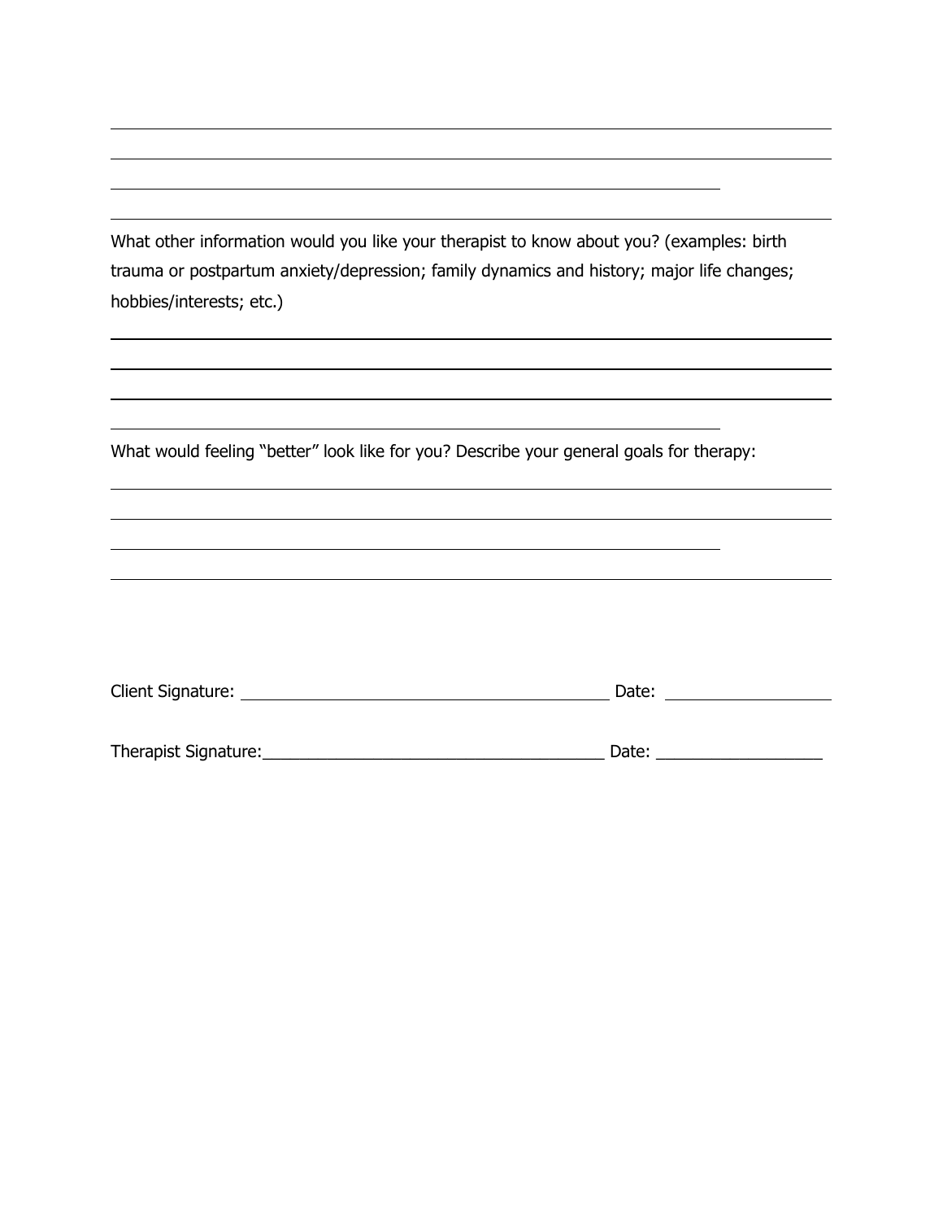What other information would you like your therapist to know about you? (examples: birth trauma or postpartum anxiety/depression; family dynamics and history; major life changes; hobbies/interests; etc.)

What would feeling "better" look like for you? Describe your general goals for therapy:

Client Signature: ______________________________ Date: ______________

Therapist Signature: ______________________________ Date: ______________